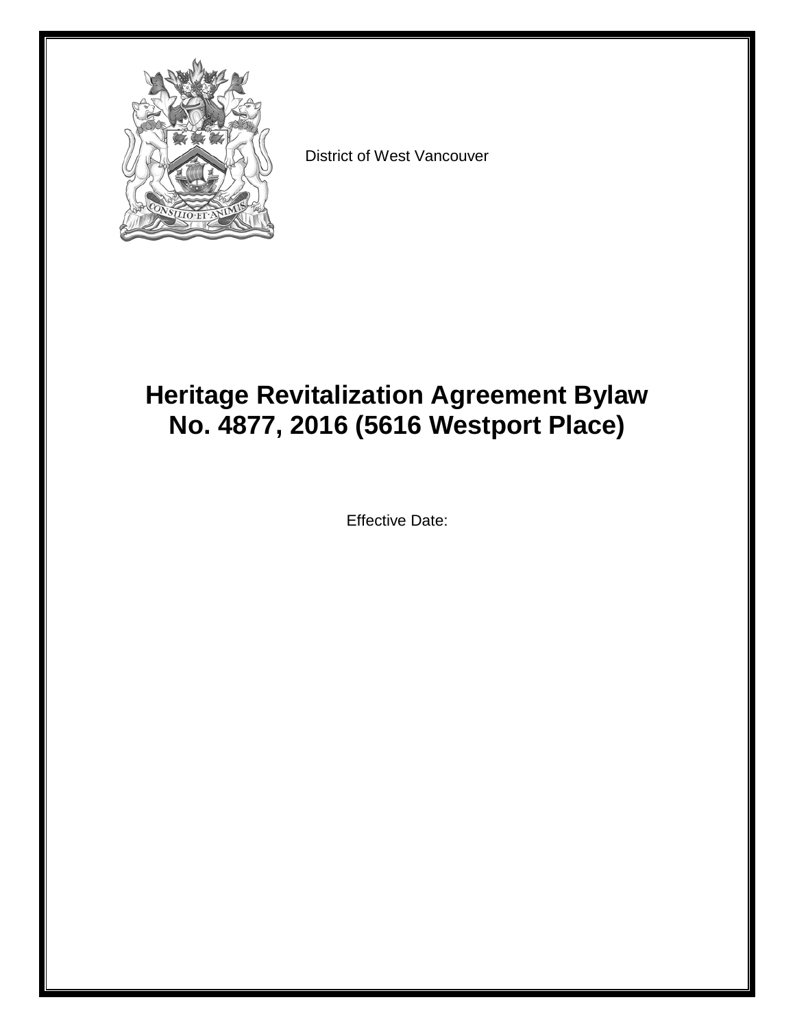District of West Vancouver

# Heritage Revitalization Agreement Bylaw No. 4877, 2016 (5616 Westport Place)

Effective Date: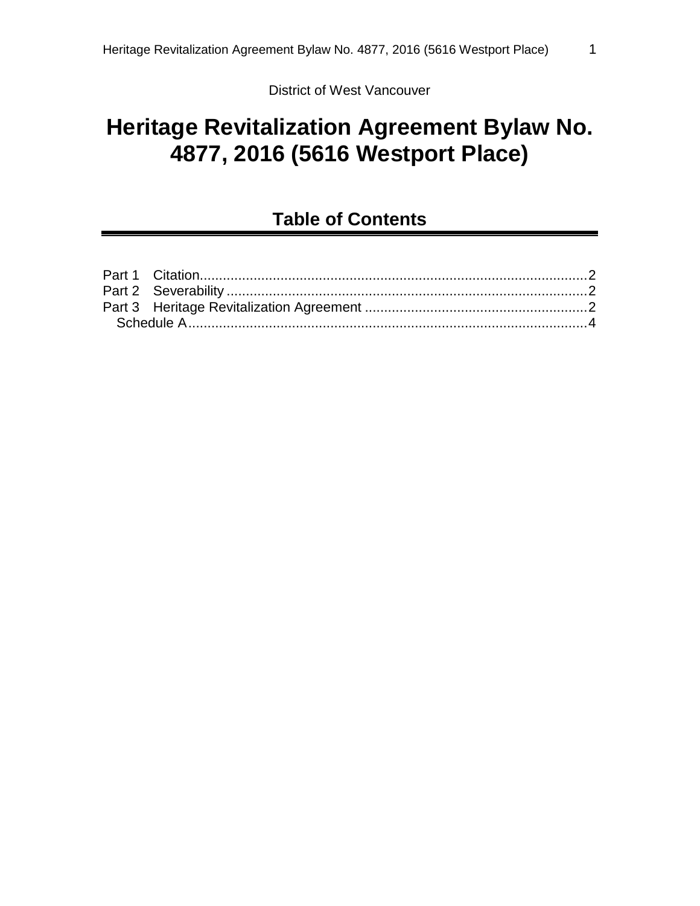District of West Vancouver

# Heritage Revitalization Agreement Bylaw No. 4877, 2016 (5616 Westport Place)

## Table of Contents

Part 1 Citation....................................................................................................2
Part 2 Severability ..............................................................................................2
Part 3 Heritage Revitalization Agreement ..........................................................2
Schedule A.........................................................................................................4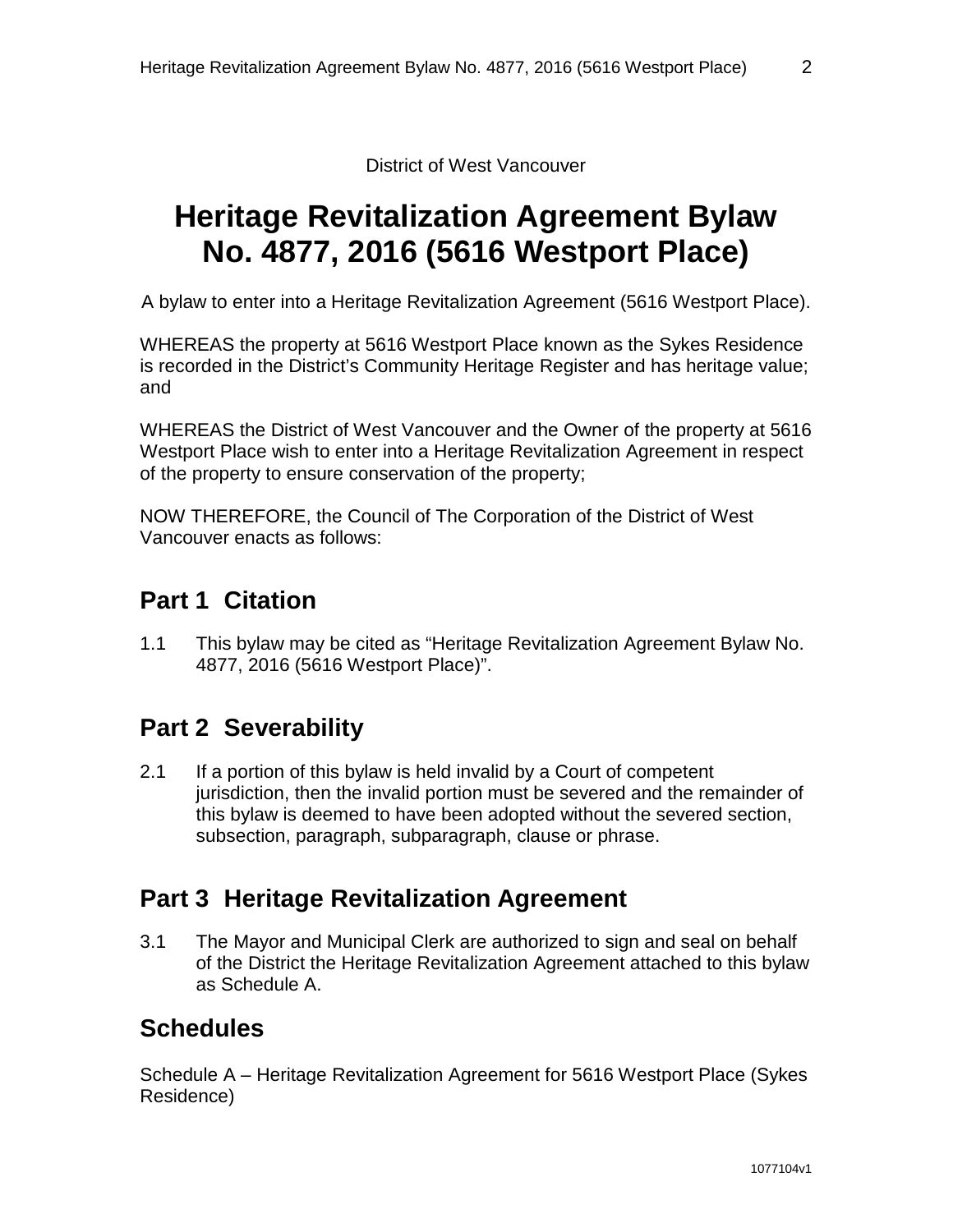District of West Vancouver

# Heritage Revitalization Agreement Bylaw No. 4877, 2016 (5616 Westport Place)

A bylaw to enter into a Heritage Revitalization Agreement (5616 Westport Place).

WHEREAS the property at 5616 Westport Place known as the Sykes Residence is recorded in the District's Community Heritage Register and has heritage value; and

WHEREAS the District of West Vancouver and the Owner of the property at 5616 Westport Place wish to enter into a Heritage Revitalization Agreement in respect of the property to ensure conservation of the property;

NOW THEREFORE, the Council of The Corporation of the District of West Vancouver enacts as follows:

## Part 1 Citation

1.1 This bylaw may be cited as "Heritage Revitalization Agreement Bylaw No. 4877, 2016 (5616 Westport Place)".

## Part 2 Severability

2.1 If a portion of this bylaw is held invalid by a Court of competent jurisdiction, then the invalid portion must be severed and the remainder of this bylaw is deemed to have been adopted without the severed section, subsection, paragraph, subparagraph, clause or phrase.

## Part 3 Heritage Revitalization Agreement

3.1 The Mayor and Municipal Clerk are authorized to sign and seal on behalf of the District the Heritage Revitalization Agreement attached to this bylaw as Schedule A.

## Schedules

Schedule A – Heritage Revitalization Agreement for 5616 Westport Place (Sykes Residence)

1077104v1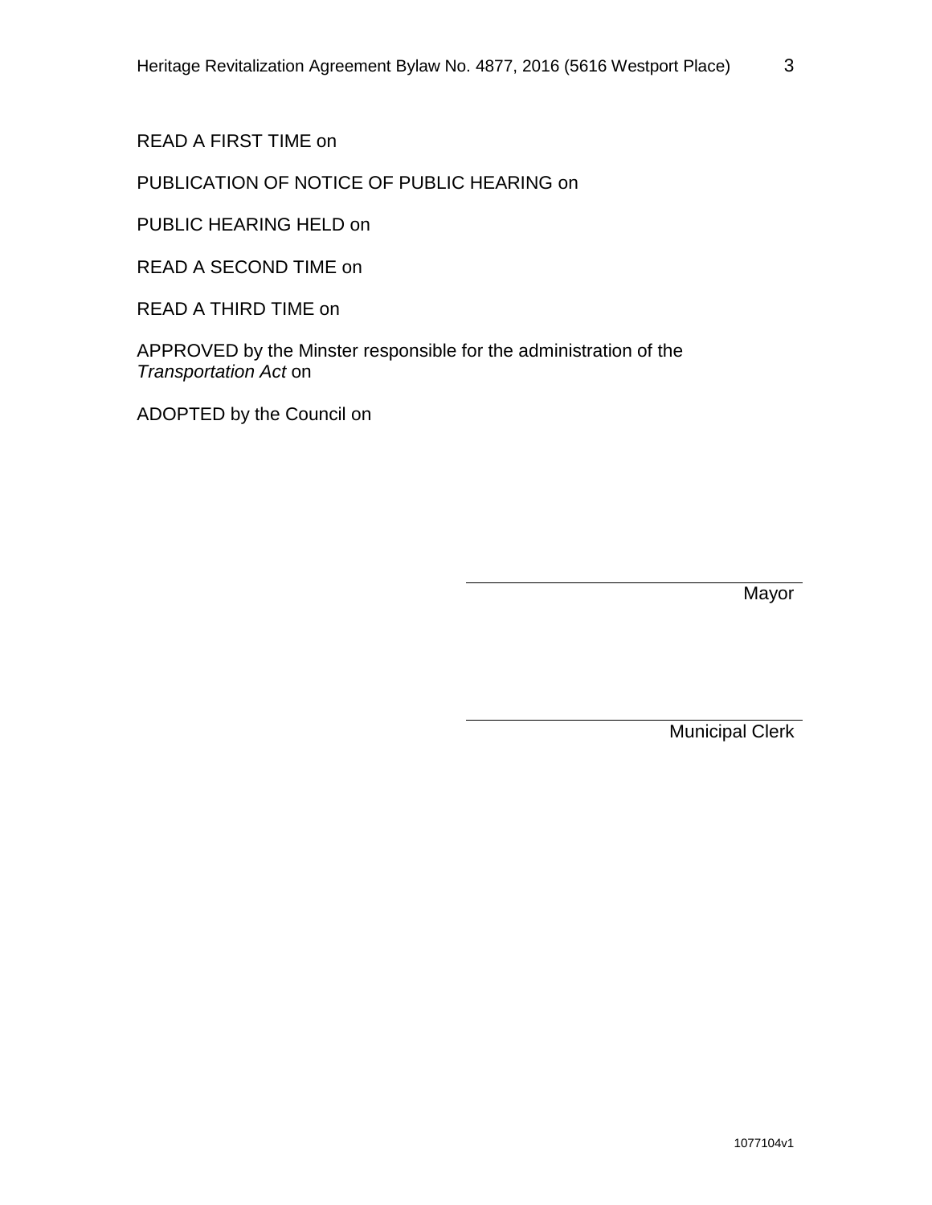READ A FIRST TIME on

PUBLICATION OF NOTICE OF PUBLIC HEARING on

PUBLIC HEARING HELD on

READ A SECOND TIME on

READ A THIRD TIME on

APPROVED by the Minster responsible for the administration of the *Transportation Act* on

ADOPTED by the Council on

\_\_\_\_\_\_\_\_\_\_\_\_\_\_\_\_\_\_\_\_\_\_\_\_\_\_\_\_\_\_\_\_
Mayor

\_\_\_\_\_\_\_\_\_\_\_\_\_\_\_\_\_\_\_\_\_\_\_\_\_\_\_\_\_\_\_\_
Municipal Clerk

1077104v1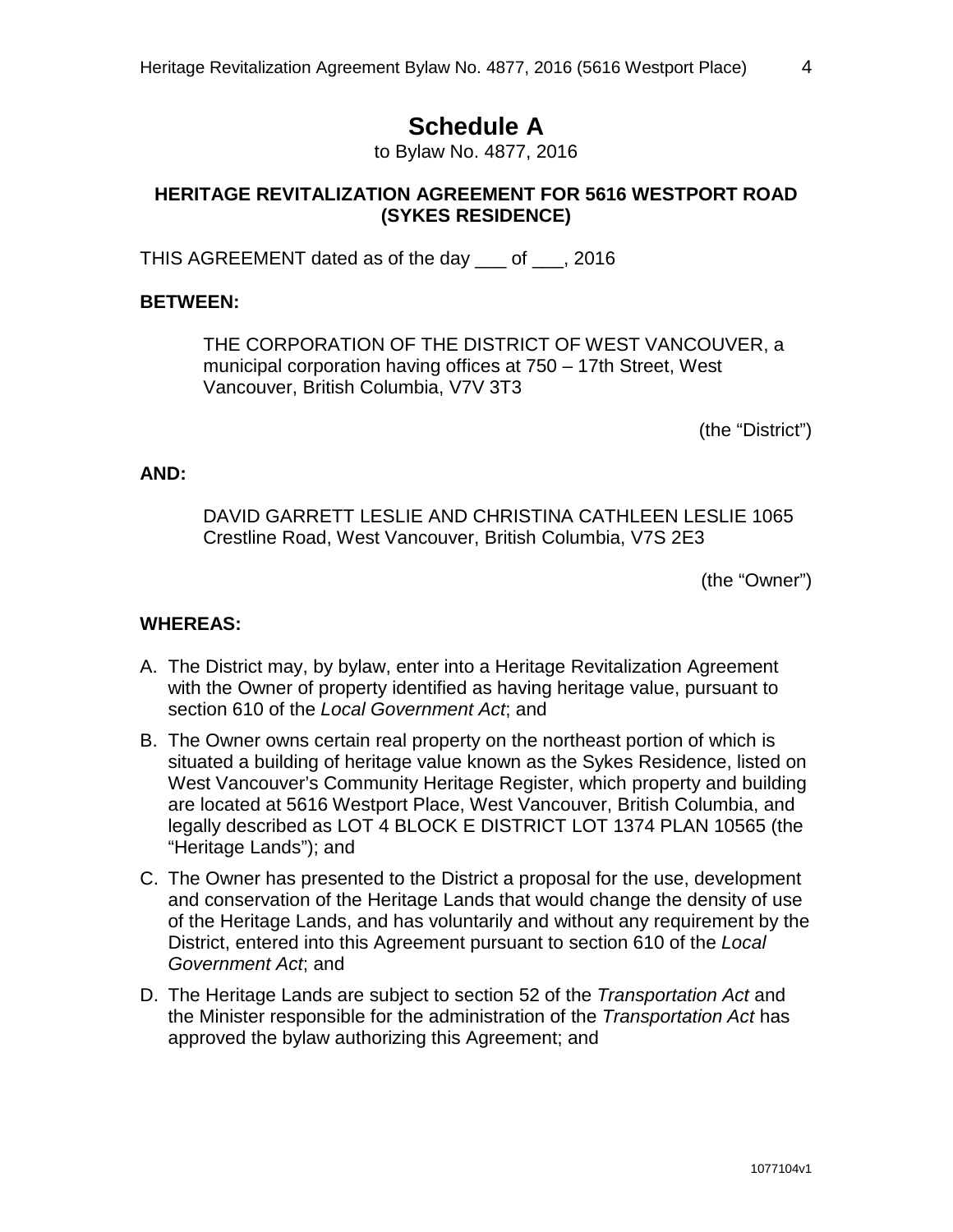# Schedule A

to Bylaw No. 4877, 2016

**HERITAGE REVITALIZATION AGREEMENT FOR 5616 WESTPORT ROAD (SYKES RESIDENCE)**

THIS AGREEMENT dated as of the day ___ of ___, 2016

**BETWEEN:**

THE CORPORATION OF THE DISTRICT OF WEST VANCOUVER, a municipal corporation having offices at 750 – 17th Street, West Vancouver, British Columbia, V7V 3T3

(the “District”)

**AND:**

DAVID GARRETT LESLIE AND CHRISTINA CATHLEEN LESLIE 1065 Crestline Road, West Vancouver, British Columbia, V7S 2E3

(the “Owner”)

**WHEREAS:**

A. The District may, by bylaw, enter into a Heritage Revitalization Agreement with the Owner of property identified as having heritage value, pursuant to section 610 of the *Local Government Act*; and

B. The Owner owns certain real property on the northeast portion of which is situated a building of heritage value known as the Sykes Residence, listed on West Vancouver’s Community Heritage Register, which property and building are located at 5616 Westport Place, West Vancouver, British Columbia, and legally described as LOT 4 BLOCK E DISTRICT LOT 1374 PLAN 10565 (the “Heritage Lands”); and

C. The Owner has presented to the District a proposal for the use, development and conservation of the Heritage Lands that would change the density of use of the Heritage Lands, and has voluntarily and without any requirement by the District, entered into this Agreement pursuant to section 610 of the *Local Government Act*; and

D. The Heritage Lands are subject to section 52 of the *Transportation Act* and the Minister responsible for the administration of the *Transportation Act* has approved the bylaw authorizing this Agreement; and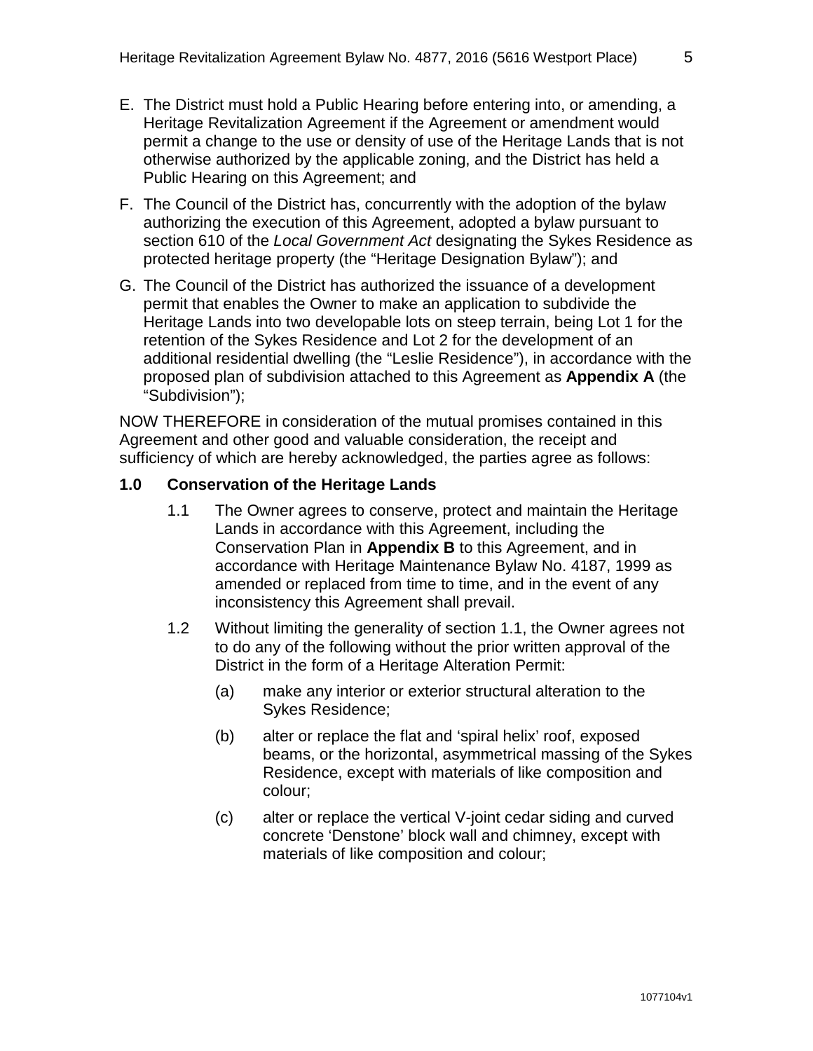E. The District must hold a Public Hearing before entering into, or amending, a Heritage Revitalization Agreement if the Agreement or amendment would permit a change to the use or density of use of the Heritage Lands that is not otherwise authorized by the applicable zoning, and the District has held a Public Hearing on this Agreement; and

F. The Council of the District has, concurrently with the adoption of the bylaw authorizing the execution of this Agreement, adopted a bylaw pursuant to section 610 of the *Local Government Act* designating the Sykes Residence as protected heritage property (the "Heritage Designation Bylaw"); and

G. The Council of the District has authorized the issuance of a development permit that enables the Owner to make an application to subdivide the Heritage Lands into two developable lots on steep terrain, being Lot 1 for the retention of the Sykes Residence and Lot 2 for the development of an additional residential dwelling (the "Leslie Residence"), in accordance with the proposed plan of subdivision attached to this Agreement as **Appendix A** (the "Subdivision");

NOW THEREFORE in consideration of the mutual promises contained in this Agreement and other good and valuable consideration, the receipt and sufficiency of which are hereby acknowledged, the parties agree as follows:

**1.0 Conservation of the Heritage Lands**

1.1 The Owner agrees to conserve, protect and maintain the Heritage Lands in accordance with this Agreement, including the Conservation Plan in **Appendix B** to this Agreement, and in accordance with Heritage Maintenance Bylaw No. 4187, 1999 as amended or replaced from time to time, and in the event of any inconsistency this Agreement shall prevail.

1.2 Without limiting the generality of section 1.1, the Owner agrees not to do any of the following without the prior written approval of the District in the form of a Heritage Alteration Permit:

(a) make any interior or exterior structural alteration to the Sykes Residence;

(b) alter or replace the flat and 'spiral helix' roof, exposed beams, or the horizontal, asymmetrical massing of the Sykes Residence, except with materials of like composition and colour;

(c) alter or replace the vertical V-joint cedar siding and curved concrete 'Denstone' block wall and chimney, except with materials of like composition and colour;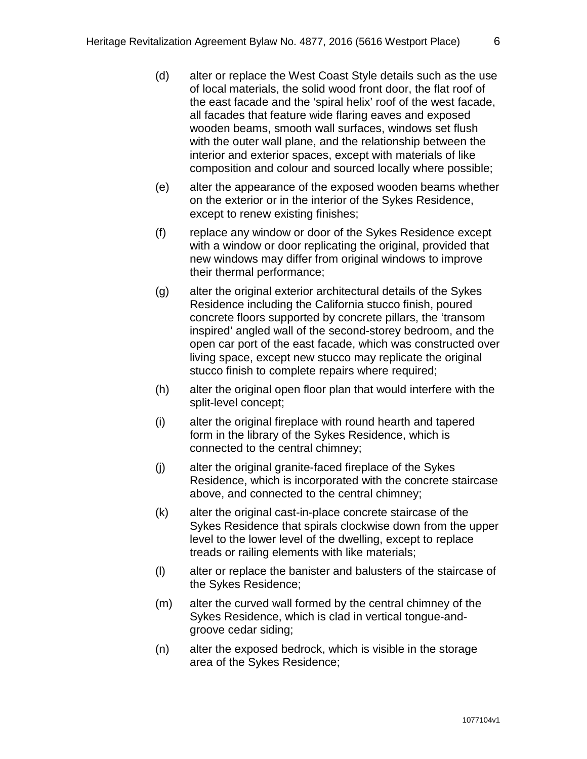(d) alter or replace the West Coast Style details such as the use of local materials, the solid wood front door, the flat roof of the east facade and the 'spiral helix' roof of the west facade, all facades that feature wide flaring eaves and exposed wooden beams, smooth wall surfaces, windows set flush with the outer wall plane, and the relationship between the interior and exterior spaces, except with materials of like composition and colour and sourced locally where possible;

(e) alter the appearance of the exposed wooden beams whether on the exterior or in the interior of the Sykes Residence, except to renew existing finishes;

(f) replace any window or door of the Sykes Residence except with a window or door replicating the original, provided that new windows may differ from original windows to improve their thermal performance;

(g) alter the original exterior architectural details of the Sykes Residence including the California stucco finish, poured concrete floors supported by concrete pillars, the 'transom inspired' angled wall of the second-storey bedroom, and the open car port of the east facade, which was constructed over living space, except new stucco may replicate the original stucco finish to complete repairs where required;

(h) alter the original open floor plan that would interfere with the split-level concept;

(i) alter the original fireplace with round hearth and tapered form in the library of the Sykes Residence, which is connected to the central chimney;

(j) alter the original granite-faced fireplace of the Sykes Residence, which is incorporated with the concrete staircase above, and connected to the central chimney;

(k) alter the original cast-in-place concrete staircase of the Sykes Residence that spirals clockwise down from the upper level to the lower level of the dwelling, except to replace treads or railing elements with like materials;

(l) alter or replace the banister and balusters of the staircase of the Sykes Residence;

(m) alter the curved wall formed by the central chimney of the Sykes Residence, which is clad in vertical tongue-and-groove cedar siding;

(n) alter the exposed bedrock, which is visible in the storage area of the Sykes Residence;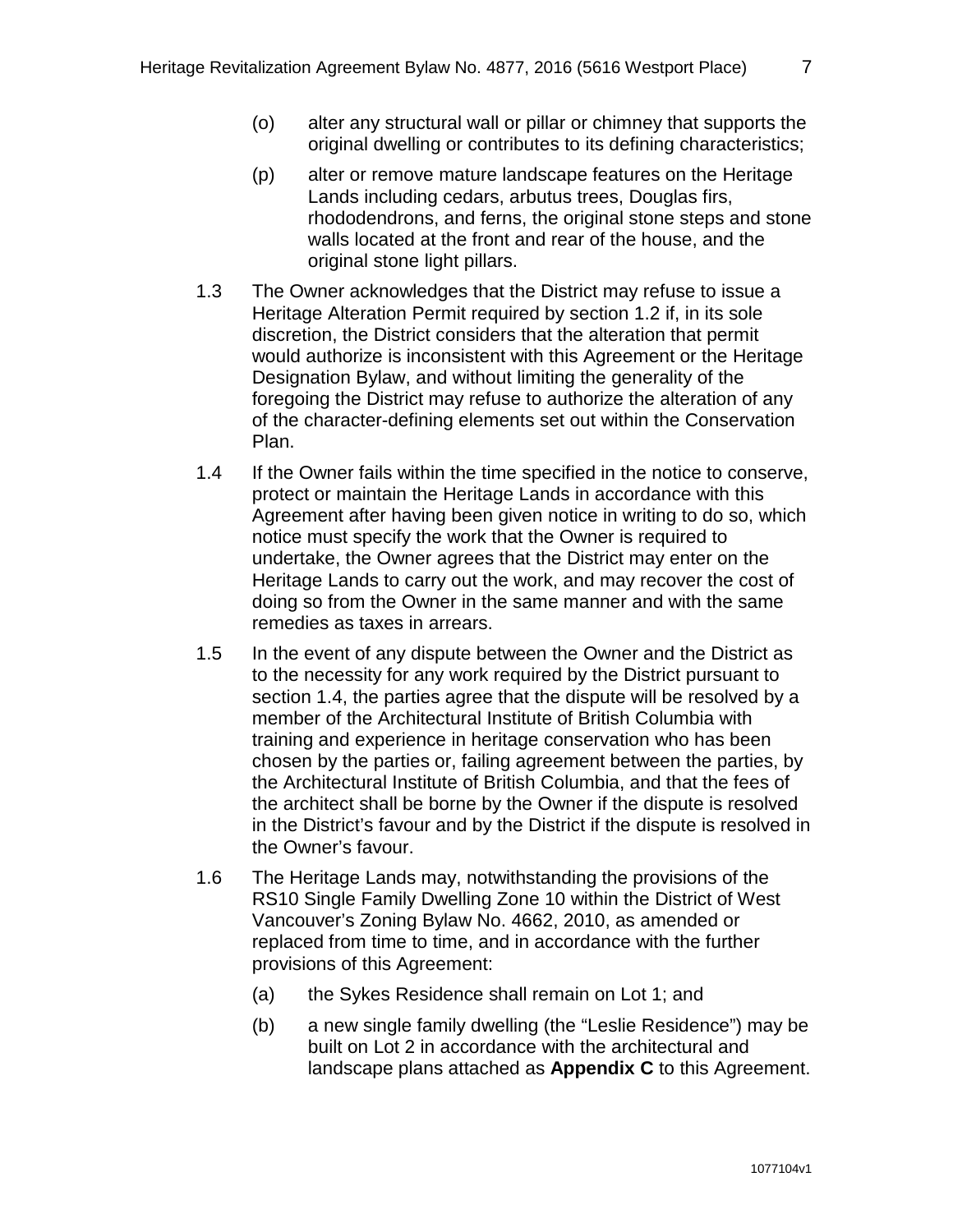(o) alter any structural wall or pillar or chimney that supports the original dwelling or contributes to its defining characteristics;

(p) alter or remove mature landscape features on the Heritage Lands including cedars, arbutus trees, Douglas firs, rhododendrons, and ferns, the original stone steps and stone walls located at the front and rear of the house, and the original stone light pillars.

1.3 The Owner acknowledges that the District may refuse to issue a Heritage Alteration Permit required by section 1.2 if, in its sole discretion, the District considers that the alteration that permit would authorize is inconsistent with this Agreement or the Heritage Designation Bylaw, and without limiting the generality of the foregoing the District may refuse to authorize the alteration of any of the character-defining elements set out within the Conservation Plan.

1.4 If the Owner fails within the time specified in the notice to conserve, protect or maintain the Heritage Lands in accordance with this Agreement after having been given notice in writing to do so, which notice must specify the work that the Owner is required to undertake, the Owner agrees that the District may enter on the Heritage Lands to carry out the work, and may recover the cost of doing so from the Owner in the same manner and with the same remedies as taxes in arrears.

1.5 In the event of any dispute between the Owner and the District as to the necessity for any work required by the District pursuant to section 1.4, the parties agree that the dispute will be resolved by a member of the Architectural Institute of British Columbia with training and experience in heritage conservation who has been chosen by the parties or, failing agreement between the parties, by the Architectural Institute of British Columbia, and that the fees of the architect shall be borne by the Owner if the dispute is resolved in the District's favour and by the District if the dispute is resolved in the Owner's favour.

1.6 The Heritage Lands may, notwithstanding the provisions of the RS10 Single Family Dwelling Zone 10 within the District of West Vancouver's Zoning Bylaw No. 4662, 2010, as amended or replaced from time to time, and in accordance with the further provisions of this Agreement:

(a) the Sykes Residence shall remain on Lot 1; and

(b) a new single family dwelling (the "Leslie Residence") may be built on Lot 2 in accordance with the architectural and landscape plans attached as **Appendix C** to this Agreement.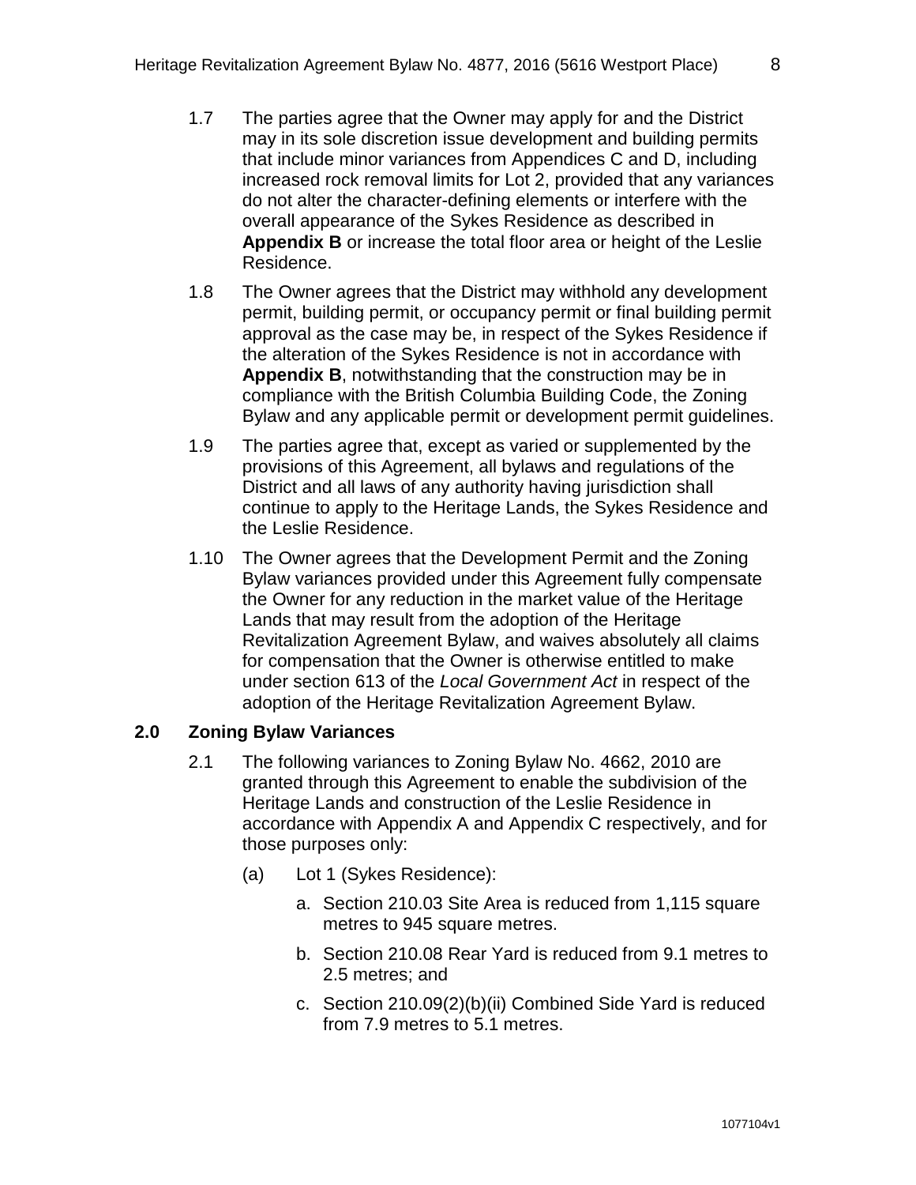1.7 The parties agree that the Owner may apply for and the District may in its sole discretion issue development and building permits that include minor variances from Appendices C and D, including increased rock removal limits for Lot 2, provided that any variances do not alter the character-defining elements or interfere with the overall appearance of the Sykes Residence as described in **Appendix B** or increase the total floor area or height of the Leslie Residence.

1.8 The Owner agrees that the District may withhold any development permit, building permit, or occupancy permit or final building permit approval as the case may be, in respect of the Sykes Residence if the alteration of the Sykes Residence is not in accordance with **Appendix B**, notwithstanding that the construction may be in compliance with the British Columbia Building Code, the Zoning Bylaw and any applicable permit or development permit guidelines.

1.9 The parties agree that, except as varied or supplemented by the provisions of this Agreement, all bylaws and regulations of the District and all laws of any authority having jurisdiction shall continue to apply to the Heritage Lands, the Sykes Residence and the Leslie Residence.

1.10 The Owner agrees that the Development Permit and the Zoning Bylaw variances provided under this Agreement fully compensate the Owner for any reduction in the market value of the Heritage Lands that may result from the adoption of the Heritage Revitalization Agreement Bylaw, and waives absolutely all claims for compensation that the Owner is otherwise entitled to make under section 613 of the *Local Government Act* in respect of the adoption of the Heritage Revitalization Agreement Bylaw.

## 2.0 Zoning Bylaw Variances

2.1 The following variances to Zoning Bylaw No. 4662, 2010 are granted through this Agreement to enable the subdivision of the Heritage Lands and construction of the Leslie Residence in accordance with Appendix A and Appendix C respectively, and for those purposes only:

(a) Lot 1 (Sykes Residence):

a. Section 210.03 Site Area is reduced from 1,115 square metres to 945 square metres.

b. Section 210.08 Rear Yard is reduced from 9.1 metres to 2.5 metres; and

c. Section 210.09(2)(b)(ii) Combined Side Yard is reduced from 7.9 metres to 5.1 metres.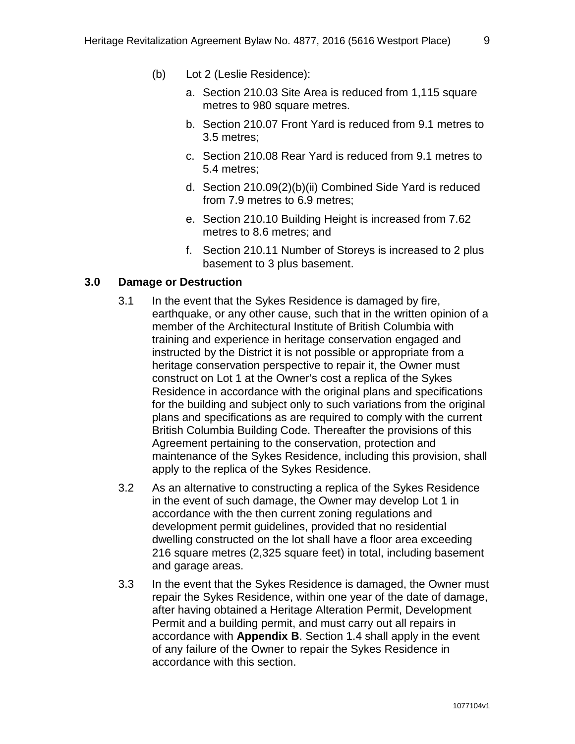(b) Lot 2 (Leslie Residence):

a. Section 210.03 Site Area is reduced from 1,115 square metres to 980 square metres.

b. Section 210.07 Front Yard is reduced from 9.1 metres to 3.5 metres;

c. Section 210.08 Rear Yard is reduced from 9.1 metres to 5.4 metres;

d. Section 210.09(2)(b)(ii) Combined Side Yard is reduced from 7.9 metres to 6.9 metres;

e. Section 210.10 Building Height is increased from 7.62 metres to 8.6 metres; and

f. Section 210.11 Number of Storeys is increased to 2 plus basement to 3 plus basement.

## 3.0 Damage or Destruction

3.1 In the event that the Sykes Residence is damaged by fire, earthquake, or any other cause, such that in the written opinion of a member of the Architectural Institute of British Columbia with training and experience in heritage conservation engaged and instructed by the District it is not possible or appropriate from a heritage conservation perspective to repair it, the Owner must construct on Lot 1 at the Owner's cost a replica of the Sykes Residence in accordance with the original plans and specifications for the building and subject only to such variations from the original plans and specifications as are required to comply with the current British Columbia Building Code. Thereafter the provisions of this Agreement pertaining to the conservation, protection and maintenance of the Sykes Residence, including this provision, shall apply to the replica of the Sykes Residence.

3.2 As an alternative to constructing a replica of the Sykes Residence in the event of such damage, the Owner may develop Lot 1 in accordance with the then current zoning regulations and development permit guidelines, provided that no residential dwelling constructed on the lot shall have a floor area exceeding 216 square metres (2,325 square feet) in total, including basement and garage areas.

3.3 In the event that the Sykes Residence is damaged, the Owner must repair the Sykes Residence, within one year of the date of damage, after having obtained a Heritage Alteration Permit, Development Permit and a building permit, and must carry out all repairs in accordance with **Appendix B**. Section 1.4 shall apply in the event of any failure of the Owner to repair the Sykes Residence in accordance with this section.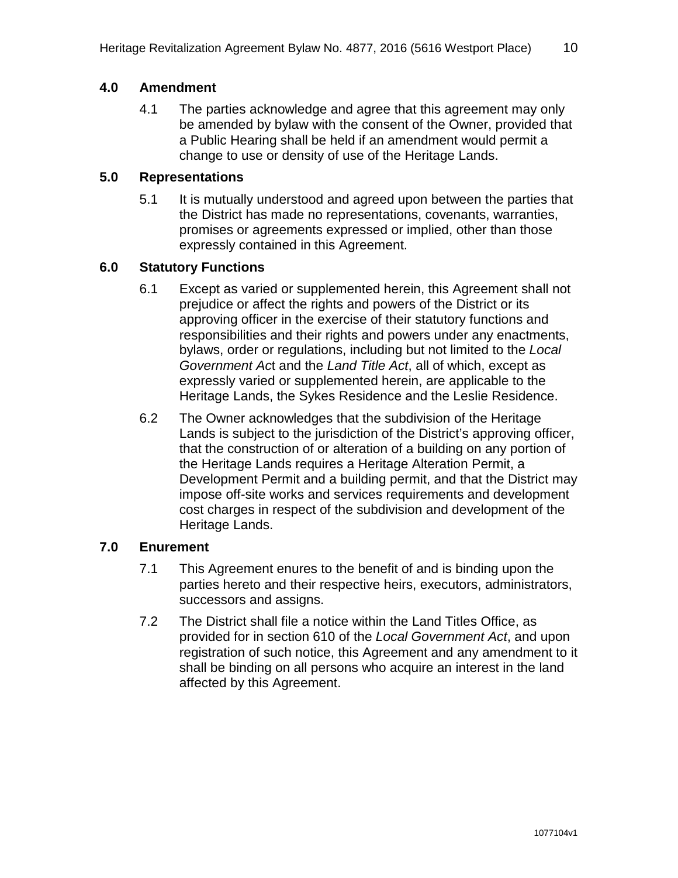### 4.0 Amendment

4.1 The parties acknowledge and agree that this agreement may only be amended by bylaw with the consent of the Owner, provided that a Public Hearing shall be held if an amendment would permit a change to use or density of use of the Heritage Lands.

### 5.0 Representations

5.1 It is mutually understood and agreed upon between the parties that the District has made no representations, covenants, warranties, promises or agreements expressed or implied, other than those expressly contained in this Agreement.

### 6.0 Statutory Functions

6.1 Except as varied or supplemented herein, this Agreement shall not prejudice or affect the rights and powers of the District or its approving officer in the exercise of their statutory functions and responsibilities and their rights and powers under any enactments, bylaws, order or regulations, including but not limited to the *Local Government Ac*t and the *Land Title Act*, all of which, except as expressly varied or supplemented herein, are applicable to the Heritage Lands, the Sykes Residence and the Leslie Residence.

6.2 The Owner acknowledges that the subdivision of the Heritage Lands is subject to the jurisdiction of the District's approving officer, that the construction of or alteration of a building on any portion of the Heritage Lands requires a Heritage Alteration Permit, a Development Permit and a building permit, and that the District may impose off-site works and services requirements and development cost charges in respect of the subdivision and development of the Heritage Lands.

### 7.0 Enurement

7.1 This Agreement enures to the benefit of and is binding upon the parties hereto and their respective heirs, executors, administrators, successors and assigns.

7.2 The District shall file a notice within the Land Titles Office, as provided for in section 610 of the *Local Government Act*, and upon registration of such notice, this Agreement and any amendment to it shall be binding on all persons who acquire an interest in the land affected by this Agreement.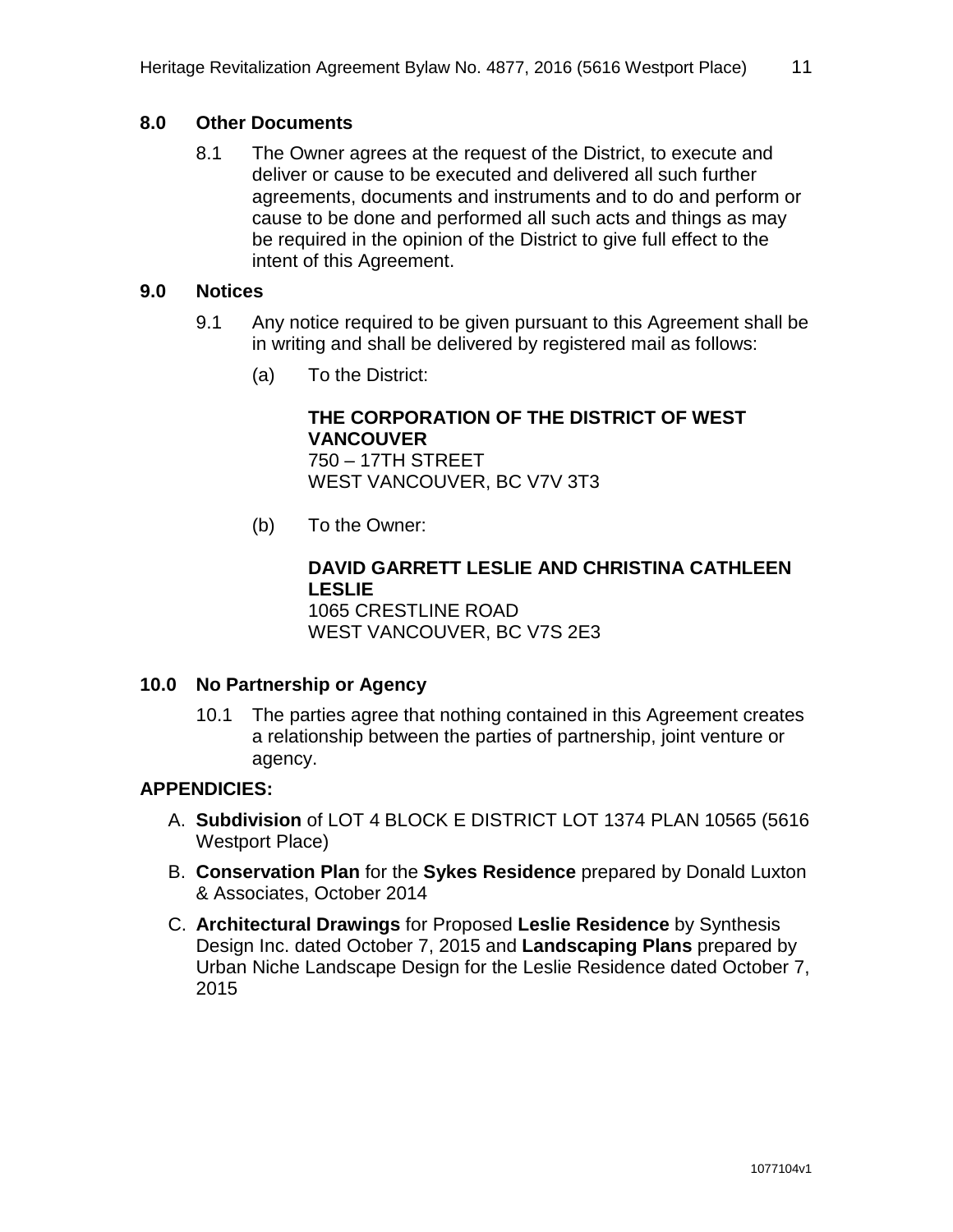## 8.0 Other Documents

8.1 The Owner agrees at the request of the District, to execute and deliver or cause to be executed and delivered all such further agreements, documents and instruments and to do and perform or cause to be done and performed all such acts and things as may be required in the opinion of the District to give full effect to the intent of this Agreement.

## 9.0 Notices

9.1 Any notice required to be given pursuant to this Agreement shall be in writing and shall be delivered by registered mail as follows:

(a) To the District:

**THE CORPORATION OF THE DISTRICT OF WEST VANCOUVER**
750 – 17TH STREET
WEST VANCOUVER, BC V7V 3T3

(b) To the Owner:

**DAVID GARRETT LESLIE AND CHRISTINA CATHLEEN LESLIE**
1065 CRESTLINE ROAD
WEST VANCOUVER, BC V7S 2E3

## 10.0 No Partnership or Agency

10.1 The parties agree that nothing contained in this Agreement creates a relationship between the parties of partnership, joint venture or agency.

## APPENDICIES:

A. **Subdivision** of LOT 4 BLOCK E DISTRICT LOT 1374 PLAN 10565 (5616 Westport Place)
B. **Conservation Plan** for the **Sykes Residence** prepared by Donald Luxton & Associates, October 2014
C. **Architectural Drawings** for Proposed **Leslie Residence** by Synthesis Design Inc. dated October 7, 2015 and **Landscaping Plans** prepared by Urban Niche Landscape Design for the Leslie Residence dated October 7, 2015

1077104v1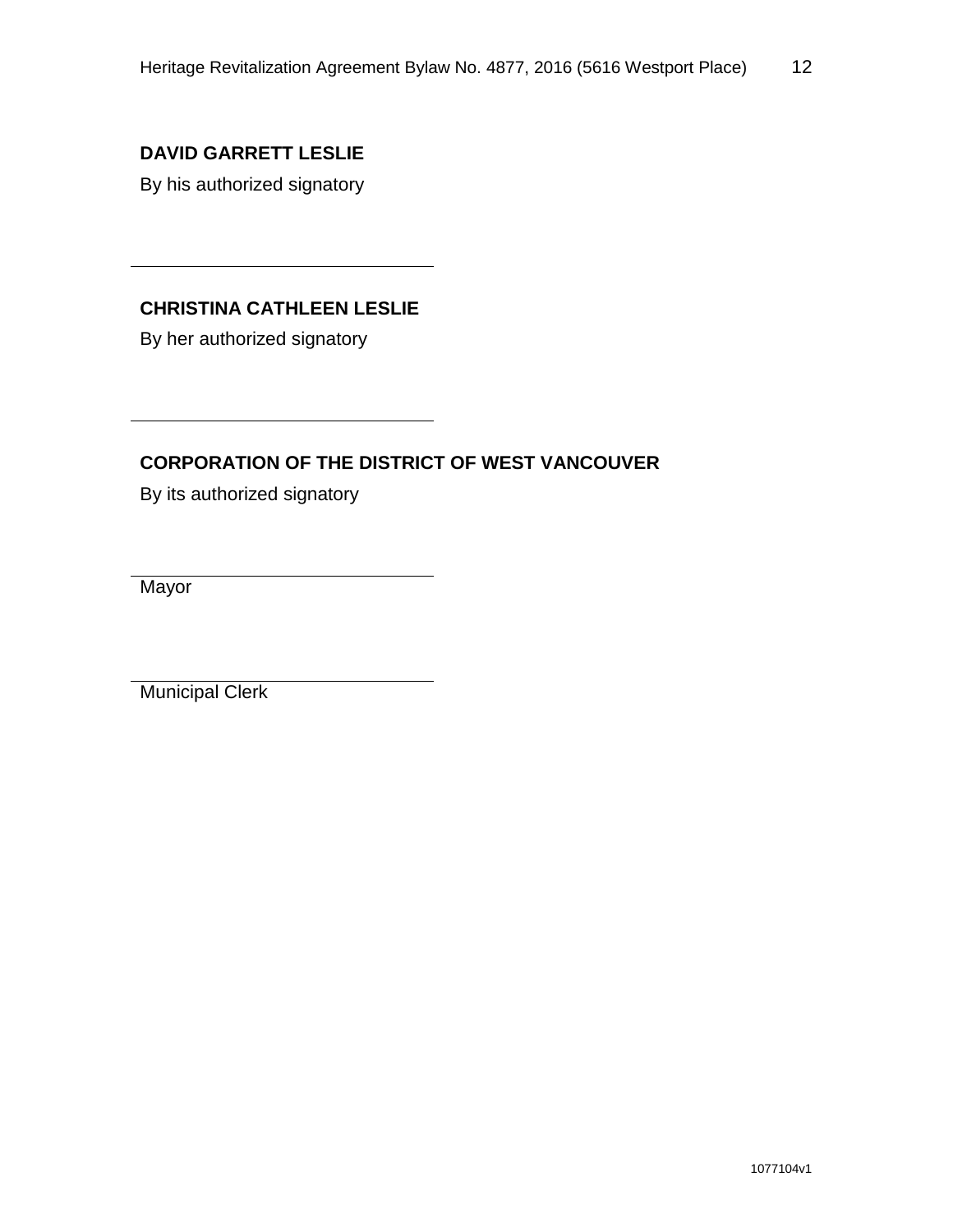**DAVID GARRETT LESLIE**

By his authorized signatory

\_\_\_\_\_\_\_\_\_\_\_\_\_\_\_\_\_\_\_\_\_\_\_\_\_\_\_\_\_\_

**CHRISTINA CATHLEEN LESLIE**

By her authorized signatory

\_\_\_\_\_\_\_\_\_\_\_\_\_\_\_\_\_\_\_\_\_\_\_\_\_\_\_\_\_\_

**CORPORATION OF THE DISTRICT OF WEST VANCOUVER**

By its authorized signatory

\_\_\_\_\_\_\_\_\_\_\_\_\_\_\_\_\_\_\_\_\_\_\_\_\_\_\_\_\_\_

Mayor

\_\_\_\_\_\_\_\_\_\_\_\_\_\_\_\_\_\_\_\_\_\_\_\_\_\_\_\_\_\_

Municipal Clerk

1077104v1